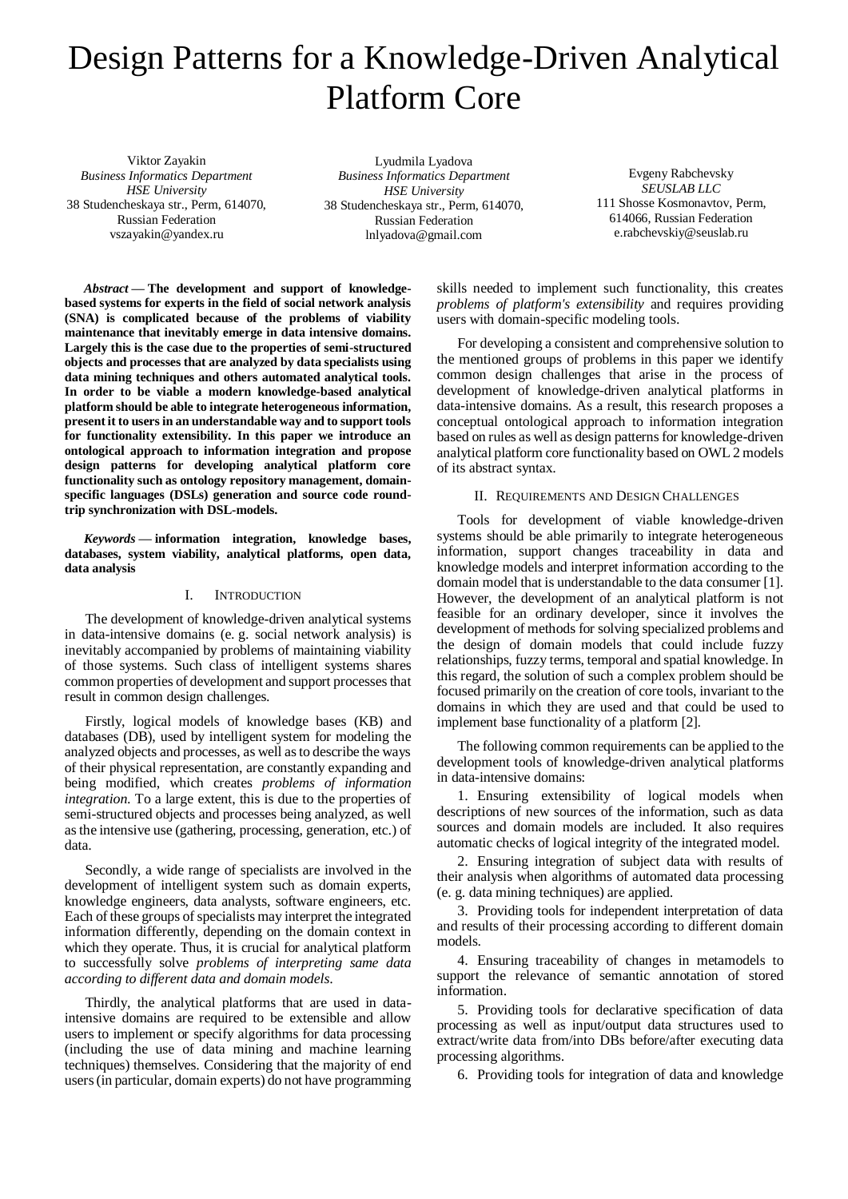# Design Patterns for a Knowledge-Driven Analytical Platform Core

Viktor Zayakin
*Business Informatics Department*
*HSE University*
38 Studencheskaya str., Perm, 614070, Russian Federation
vszayakin@yandex.ru

Lyudmila Lyadova
*Business Informatics Department*
*HSE University*
38 Studencheskaya str., Perm, 614070, Russian Federation
lnlyadova@gmail.com

Evgeny Rabchevsky
*SEUSLAB LLC*
111 Shosse Kosmonavtov, Perm, 614066, Russian Federation
e.rabchevskiy@seuslab.ru

***Abstract* — The development and support of knowledge-based systems for experts in the field of social network analysis (SNA) is complicated because of the problems of viability maintenance that inevitably emerge in data intensive domains. Largely this is the case due to the properties of semi-structured objects and processes that are analyzed by data specialists using data mining techniques and others automated analytical tools. In order to be viable a modern knowledge-based analytical platform should be able to integrate heterogeneous information, present it to users in an understandable way and to support tools for functionality extensibility. In this paper we introduce an ontological approach to information integration and propose design patterns for developing analytical platform core functionality such as ontology repository management, domain-specific languages (DSLs) generation and source code round-trip synchronization with DSL-models.**

***Keywords* — information integration, knowledge bases, databases, system viability, analytical platforms, open data, data analysis**

## I. Introduction

The development of knowledge-driven analytical systems in data-intensive domains (e. g. social network analysis) is inevitably accompanied by problems of maintaining viability of those systems. Such class of intelligent systems shares common properties of development and support processes that result in common design challenges.

Firstly, logical models of knowledge bases (KB) and databases (DB), used by intelligent system for modeling the analyzed objects and processes, as well as to describe the ways of their physical representation, are constantly expanding and being modified, which creates *problems of information integration*. To a large extent, this is due to the properties of semi-structured objects and processes being analyzed, as well as the intensive use (gathering, processing, generation, etc.) of data.

Secondly, a wide range of specialists are involved in the development of intelligent system such as domain experts, knowledge engineers, data analysts, software engineers, etc. Each of these groups of specialists may interpret the integrated information differently, depending on the domain context in which they operate. Thus, it is crucial for analytical platform to successfully solve *problems of interpreting same data according to different data and domain models*.

Thirdly, the analytical platforms that are used in data-intensive domains are required to be extensible and allow users to implement or specify algorithms for data processing (including the use of data mining and machine learning techniques) themselves. Considering that the majority of end users (in particular, domain experts) do not have programming skills needed to implement such functionality, this creates *problems of platform's extensibility* and requires providing users with domain-specific modeling tools.

For developing a consistent and comprehensive solution to the mentioned groups of problems in this paper we identify common design challenges that arise in the process of development of knowledge-driven analytical platforms in data-intensive domains. As a result, this research proposes a conceptual ontological approach to information integration based on rules as well as design patterns for knowledge-driven analytical platform core functionality based on OWL 2 models of its abstract syntax.

## II. Requirements and Design Challenges

Tools for development of viable knowledge-driven systems should be able primarily to integrate heterogeneous information, support changes traceability in data and knowledge models and interpret information according to the domain model that is understandable to the data consumer [1]. However, the development of an analytical platform is not feasible for an ordinary developer, since it involves the development of methods for solving specialized problems and the design of domain models that could include fuzzy relationships, fuzzy terms, temporal and spatial knowledge. In this regard, the solution of such a complex problem should be focused primarily on the creation of core tools, invariant to the domains in which they are used and that could be used to implement base functionality of a platform [2].

The following common requirements can be applied to the development tools of knowledge-driven analytical platforms in data-intensive domains:

1. Ensuring extensibility of logical models when descriptions of new sources of the information, such as data sources and domain models are included. It also requires automatic checks of logical integrity of the integrated model.

2. Ensuring integration of subject data with results of their analysis when algorithms of automated data processing (e. g. data mining techniques) are applied.

3. Providing tools for independent interpretation of data and results of their processing according to different domain models.

4. Ensuring traceability of changes in metamodels to support the relevance of semantic annotation of stored information.

5. Providing tools for declarative specification of data processing as well as input/output data structures used to extract/write data from/into DBs before/after executing data processing algorithms.

6. Providing tools for integration of data and knowledge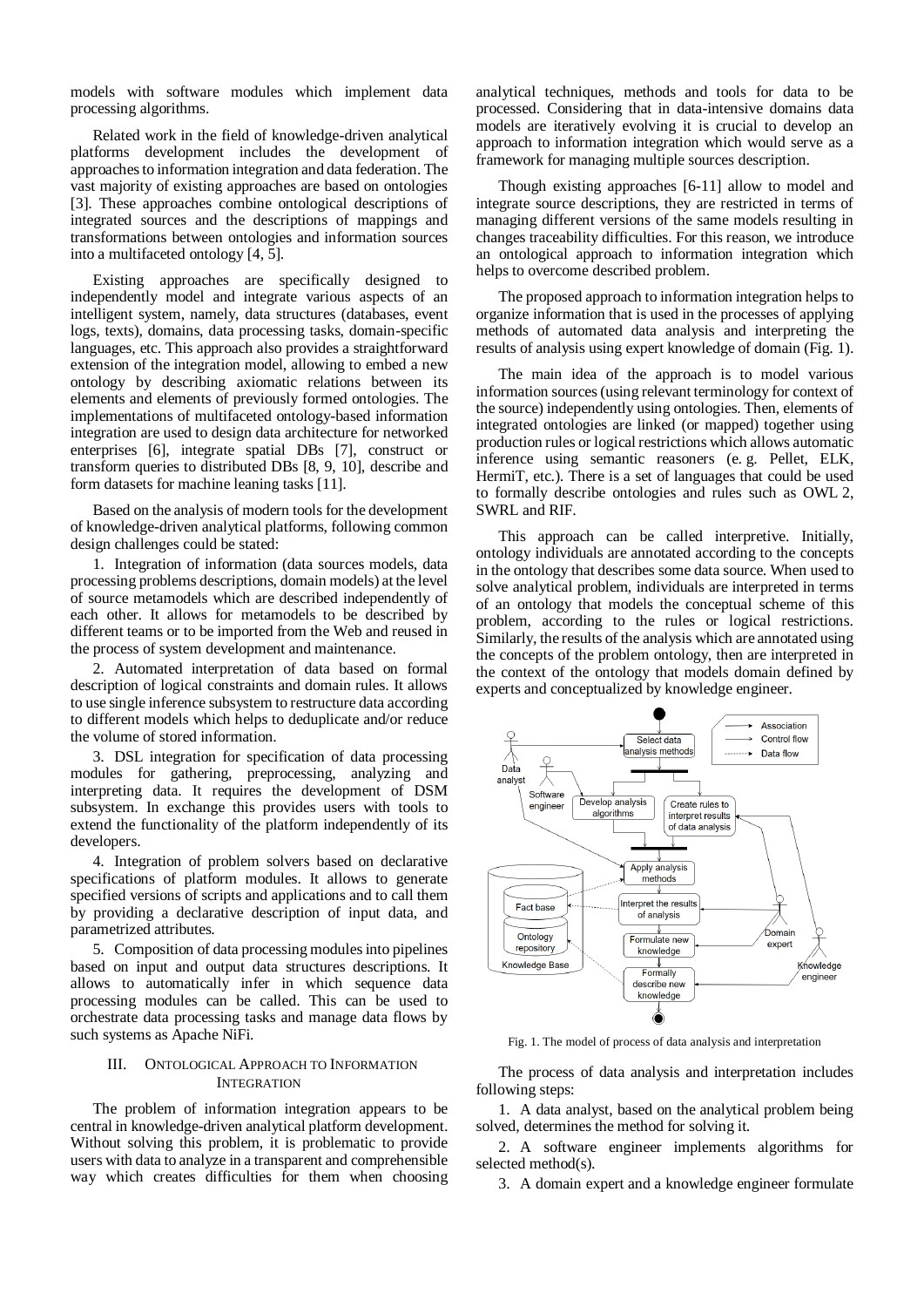models with software modules which implement data processing algorithms.

Related work in the field of knowledge-driven analytical platforms development includes the development of approaches to information integration and data federation. The vast majority of existing approaches are based on ontologies [3]. These approaches combine ontological descriptions of integrated sources and the descriptions of mappings and transformations between ontologies and information sources into a multifaceted ontology [4, 5].

Existing approaches are specifically designed to independently model and integrate various aspects of an intelligent system, namely, data structures (databases, event logs, texts), domains, data processing tasks, domain-specific languages, etc. This approach also provides a straightforward extension of the integration model, allowing to embed a new ontology by describing axiomatic relations between its elements and elements of previously formed ontologies. The implementations of multifaceted ontology-based information integration are used to design data architecture for networked enterprises [6], integrate spatial DBs [7], construct or transform queries to distributed DBs [8, 9, 10], describe and form datasets for machine leaning tasks [11].

Based on the analysis of modern tools for the development of knowledge-driven analytical platforms, following common design challenges could be stated:

1. Integration of information (data sources models, data processing problems descriptions, domain models) at the level of source metamodels which are described independently of each other. It allows for metamodels to be described by different teams or to be imported from the Web and reused in the process of system development and maintenance.

2. Automated interpretation of data based on formal description of logical constraints and domain rules. It allows to use single inference subsystem to restructure data according to different models which helps to deduplicate and/or reduce the volume of stored information.

3. DSL integration for specification of data processing modules for gathering, preprocessing, analyzing and interpreting data. It requires the development of DSM subsystem. In exchange this provides users with tools to extend the functionality of the platform independently of its developers.

4. Integration of problem solvers based on declarative specifications of platform modules. It allows to generate specified versions of scripts and applications and to call them by providing a declarative description of input data, and parametrized attributes.

5. Composition of data processing modules into pipelines based on input and output data structures descriptions. It allows to automatically infer in which sequence data processing modules can be called. This can be used to orchestrate data processing tasks and manage data flows by such systems as Apache NiFi.

## III. Ontological Approach to Information Integration

The problem of information integration appears to be central in knowledge-driven analytical platform development. Without solving this problem, it is problematic to provide users with data to analyze in a transparent and comprehensible way which creates difficulties for them when choosing analytical techniques, methods and tools for data to be processed. Considering that in data-intensive domains data models are iteratively evolving it is crucial to develop an approach to information integration which would serve as a framework for managing multiple sources description.

Though existing approaches [6-11] allow to model and integrate source descriptions, they are restricted in terms of managing different versions of the same models resulting in changes traceability difficulties. For this reason, we introduce an ontological approach to information integration which helps to overcome described problem.

The proposed approach to information integration helps to organize information that is used in the processes of applying methods of automated data analysis and interpreting the results of analysis using expert knowledge of domain (Fig. 1).

The main idea of the approach is to model various information sources (using relevant terminology for context of the source) independently using ontologies. Then, elements of integrated ontologies are linked (or mapped) together using production rules or logical restrictions which allows automatic inference using semantic reasoners (e. g. Pellet, ELK, HermiT, etc.). There is a set of languages that could be used to formally describe ontologies and rules such as OWL 2, SWRL and RIF.

This approach can be called interpretive. Initially, ontology individuals are annotated according to the concepts in the ontology that describes some data source. When used to solve analytical problem, individuals are interpreted in terms of an ontology that models the conceptual scheme of this problem, according to the rules or logical restrictions. Similarly, the results of the analysis which are annotated using the concepts of the problem ontology, then are interpreted in the context of the ontology that models domain defined by experts and conceptualized by knowledge engineer.

Fig. 1. The model of process of data analysis and interpretation

The process of data analysis and interpretation includes following steps:

1. A data analyst, based on the analytical problem being solved, determines the method for solving it.

2. A software engineer implements algorithms for selected method(s).

3. A domain expert and a knowledge engineer formulate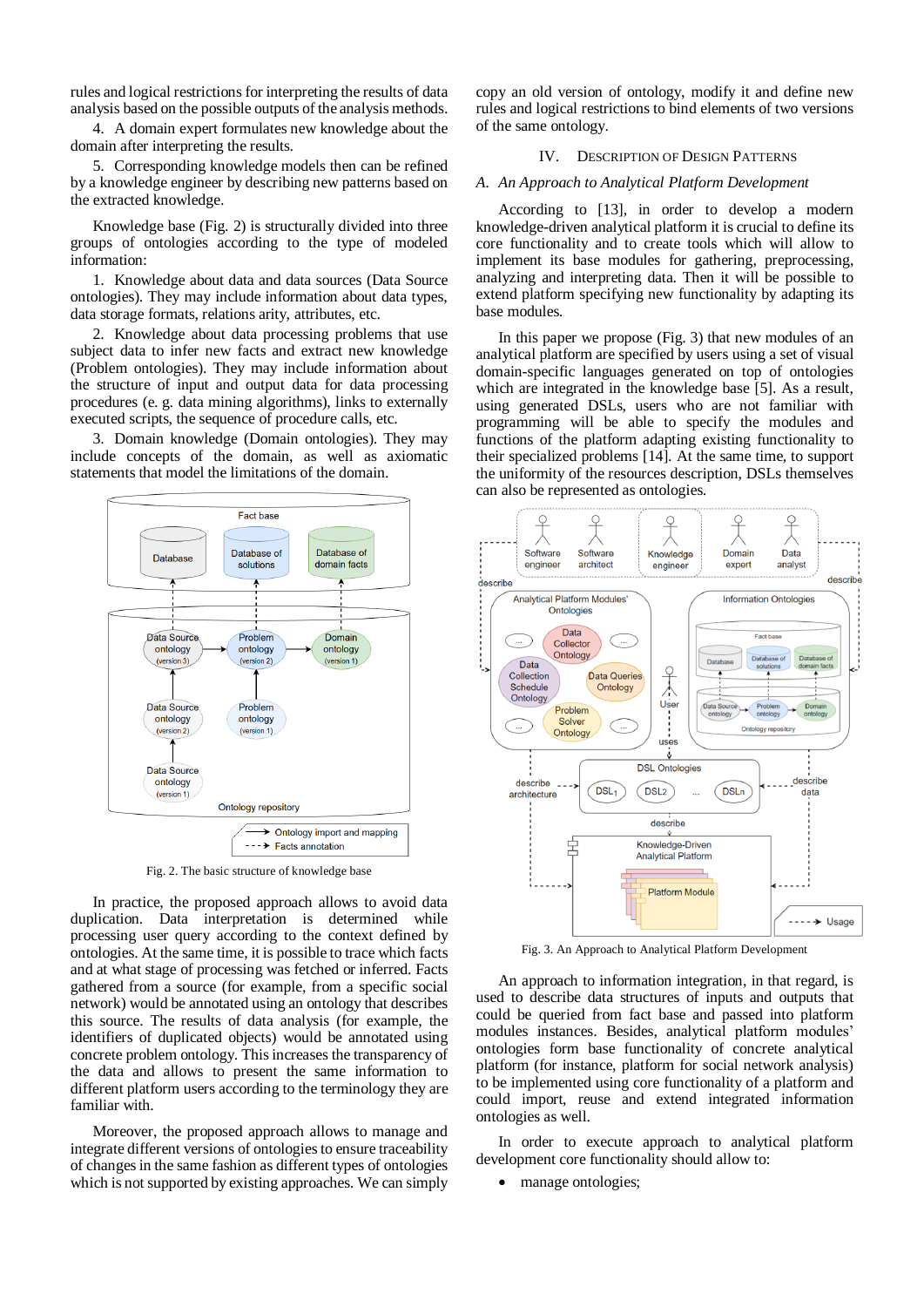rules and logical restrictions for interpreting the results of data analysis based on the possible outputs of the analysis methods.

4. A domain expert formulates new knowledge about the domain after interpreting the results.

5. Corresponding knowledge models then can be refined by a knowledge engineer by describing new patterns based on the extracted knowledge.

Knowledge base (Fig. 2) is structurally divided into three groups of ontologies according to the type of modeled information:

1. Knowledge about data and data sources (Data Source ontologies). They may include information about data types, data storage formats, relations arity, attributes, etc.

2. Knowledge about data processing problems that use subject data to infer new facts and extract new knowledge (Problem ontologies). They may include information about the structure of input and output data for data processing procedures (e. g. data mining algorithms), links to externally executed scripts, the sequence of procedure calls, etc.

3. Domain knowledge (Domain ontologies). They may include concepts of the domain, as well as axiomatic statements that model the limitations of the domain.

Fig. 2. The basic structure of knowledge base

In practice, the proposed approach allows to avoid data duplication. Data interpretation is determined while processing user query according to the context defined by ontologies. At the same time, it is possible to trace which facts and at what stage of processing was fetched or inferred. Facts gathered from a source (for example, from a specific social network) would be annotated using an ontology that describes this source. The results of data analysis (for example, the identifiers of duplicated objects) would be annotated using concrete problem ontology. This increases the transparency of the data and allows to present the same information to different platform users according to the terminology they are familiar with.

Moreover, the proposed approach allows to manage and integrate different versions of ontologies to ensure traceability of changes in the same fashion as different types of ontologies which is not supported by existing approaches. We can simply copy an old version of ontology, modify it and define new rules and logical restrictions to bind elements of two versions of the same ontology.

## IV. Description of Design Patterns

### A. An Approach to Analytical Platform Development

According to [13], in order to develop a modern knowledge-driven analytical platform it is crucial to define its core functionality and to create tools which will allow to implement its base modules for gathering, preprocessing, analyzing and interpreting data. Then it will be possible to extend platform specifying new functionality by adapting its base modules.

In this paper we propose (Fig. 3) that new modules of an analytical platform are specified by users using a set of visual domain-specific languages generated on top of ontologies which are integrated in the knowledge base [5]. As a result, using generated DSLs, users who are not familiar with programming will be able to specify the modules and functions of the platform adapting existing functionality to their specialized problems [14]. At the same time, to support the uniformity of the resources description, DSLs themselves can also be represented as ontologies.

Fig. 3. An Approach to Analytical Platform Development

An approach to information integration, in that regard, is used to describe data structures of inputs and outputs that could be queried from fact base and passed into platform modules instances. Besides, analytical platform modules' ontologies form base functionality of concrete analytical platform (for instance, platform for social network analysis) to be implemented using core functionality of a platform and could import, reuse and extend integrated information ontologies as well.

In order to execute approach to analytical platform development core functionality should allow to:

- manage ontologies;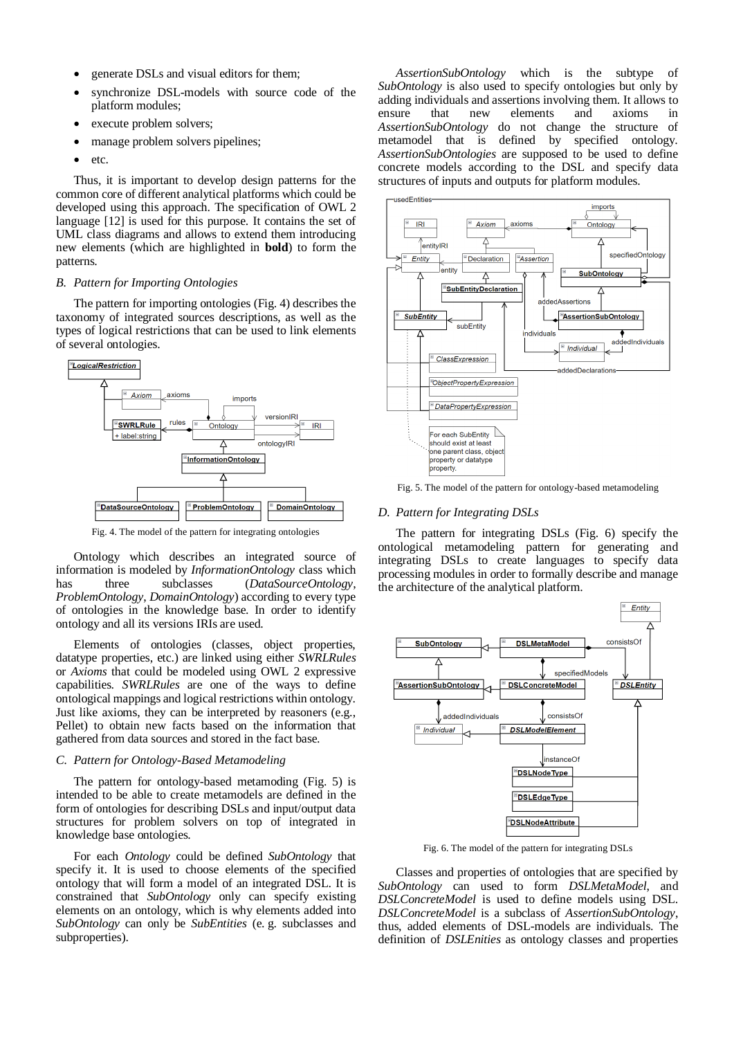- generate DSLs and visual editors for them;
- synchronize DSL-models with source code of the platform modules;
- execute problem solvers;
- manage problem solvers pipelines;
- etc.

Thus, it is important to develop design patterns for the common core of different analytical platforms which could be developed using this approach. The specification of OWL 2 language [12] is used for this purpose. It contains the set of UML class diagrams and allows to extend them introducing new elements (which are highlighted in **bold**) to form the patterns.

### *B. Pattern for Importing Ontologies*

The pattern for importing ontologies (Fig. 4) describes the taxonomy of integrated sources descriptions, as well as the types of logical restrictions that can be used to link elements of several ontologies.

Fig. 4. The model of the pattern for integrating ontologies

Ontology which describes an integrated source of information is modeled by *InformationOntology* class which has three subclasses (*DataSourceOntology*, *ProblemOntology*, *DomainOntology*) according to every type of ontologies in the knowledge base. In order to identify ontology and all its versions IRIs are used.

Elements of ontologies (classes, object properties, datatype properties, etc.) are linked using either *SWRLRules* or *Axioms* that could be modeled using OWL 2 expressive capabilities. *SWRLRules* are one of the ways to define ontological mappings and logical restrictions within ontology. Just like axioms, they can be interpreted by reasoners (e.g., Pellet) to obtain new facts based on the information that gathered from data sources and stored in the fact base.

### *C. Pattern for Ontology-Based Metamodeling*

The pattern for ontology-based metamodeling (Fig. 5) is intended to be able to create metamodels are defined in the form of ontologies for describing DSLs and input/output data structures for problem solvers on top of integrated in knowledge base ontologies.

For each *Ontology* could be defined *SubOntology* that specify it. It is used to choose elements of the specified ontology that will form a model of an integrated DSL. It is constrained that *SubOntology* only can specify existing elements on an ontology, which is why elements added into *SubOntology* can only be *SubEntities* (e. g. subclasses and subproperties).

*AssertionSubOntology* which is the subtype of *SubOntology* is also used to specify ontologies but only by adding individuals and assertions involving them. It allows to ensure that new elements and axioms in *AssertionSubOntology* do not change the structure of metamodel that is defined by specified ontology. *AssertionSubOntologies* are supposed to be used to define concrete models according to the DSL and specify data structures of inputs and outputs for platform modules.

Fig. 5. The model of the pattern for ontology-based metamodeling

### *D. Pattern for Integrating DSLs*

The pattern for integrating DSLs (Fig. 6) specify the ontological metamodeling pattern for generating and integrating DSLs to create languages to specify data processing modules in order to formally describe and manage the architecture of the analytical platform.

Fig. 6. The model of the pattern for integrating DSLs

Classes and properties of ontologies that are specified by *SubOntology* can used to form *DSLMetaModel*, and *DSLConcreteModel* is used to define models using DSL. *DSLConcreteModel* is a subclass of *AssertionSubOntology*, thus, added elements of DSL-models are individuals. The definition of *DSLEnities* as ontology classes and properties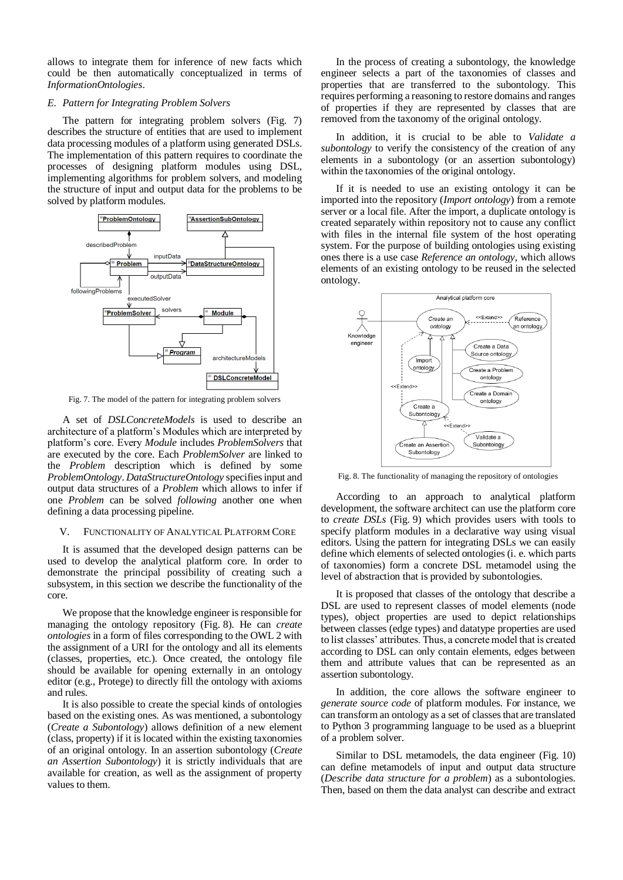allows to integrate them for inference of new facts which could be then automatically conceptualized in terms of *InformationOntologies*.

### *E. Pattern for Integrating Problem Solvers*

The pattern for integrating problem solvers (Fig. 7) describes the structure of entities that are used to implement data processing modules of a platform using generated DSLs. The implementation of this pattern requires to coordinate the processes of designing platform modules using DSL, implementing algorithms for problem solvers, and modeling the structure of input and output data for the problems to be solved by platform modules.

Fig. 7. The model of the pattern for integrating problem solvers

A set of *DSLConcreteModels* is used to describe an architecture of a platform's Modules which are interpreted by platform's core. Every *Module* includes *ProblemSolvers* that are executed by the core. Each *ProblemSolver* are linked to the *Problem* description which is defined by some *ProblemOntology*. *DataStructureOntology* specifies input and output data structures of a *Problem* which allows to infer if one *Problem* can be solved *following* another one when defining a data processing pipeline.

## V. Functionality of Analytical Platform Core

It is assumed that the developed design patterns can be used to develop the analytical platform core. In order to demonstrate the principal possibility of creating such a subsystem, in this section we describe the functionality of the core.

We propose that the knowledge engineer is responsible for managing the ontology repository (Fig. 8). He can *create ontologies* in a form of files corresponding to the OWL 2 with the assignment of a URI for the ontology and all its elements (classes, properties, etc.). Once created, the ontology file should be available for opening externally in an ontology editor (e.g., Protege) to directly fill the ontology with axioms and rules.

It is also possible to create the special kinds of ontologies based on the existing ones. As was mentioned, a subontology (*Create a Subontology*) allows definition of a new element (class, property) if it is located within the existing taxonomies of an original ontology. In an assertion subontology (*Create an Assertion Subontology*) it is strictly individuals that are available for creation, as well as the assignment of property values to them.

In the process of creating a subontology, the knowledge engineer selects a part of the taxonomies of classes and properties that are transferred to the subontology. This requires performing a reasoning to restore domains and ranges of properties if they are represented by classes that are removed from the taxonomy of the original ontology.

In addition, it is crucial to be able to *Validate a subontology* to verify the consistency of the creation of any elements in a subontology (or an assertion subontology) within the taxonomies of the original ontology.

If it is needed to use an existing ontology it can be imported into the repository (*Import ontology*) from a remote server or a local file. After the import, a duplicate ontology is created separately within repository not to cause any conflict with files in the internal file system of the host operating system. For the purpose of building ontologies using existing ones there is a use case *Reference an ontology*, which allows elements of an existing ontology to be reused in the selected ontology.

Fig. 8. The functionality of managing the repository of ontologies

According to an approach to analytical platform development, the software architect can use the platform core to *create DSLs* (Fig. 9) which provides users with tools to specify platform modules in a declarative way using visual editors. Using the pattern for integrating DSLs we can easily define which elements of selected ontologies (i. e. which parts of taxonomies) form a concrete DSL metamodel using the level of abstraction that is provided by subontologies.

It is proposed that classes of the ontology that describe a DSL are used to represent classes of model elements (node types), object properties are used to depict relationships between classes (edge types) and datatype properties are used to list classes' attributes. Thus, a concrete model that is created according to DSL can only contain elements, edges between them and attribute values that can be represented as an assertion subontology.

In addition, the core allows the software engineer to *generate source code* of platform modules. For instance, we can transform an ontology as a set of classes that are translated to Python 3 programming language to be used as a blueprint of a problem solver.

Similar to DSL metamodels, the data engineer (Fig. 10) can define metamodels of input and output data structure (*Describe data structure for a problem*) as a subontologies. Then, based on them the data analyst can describe and extract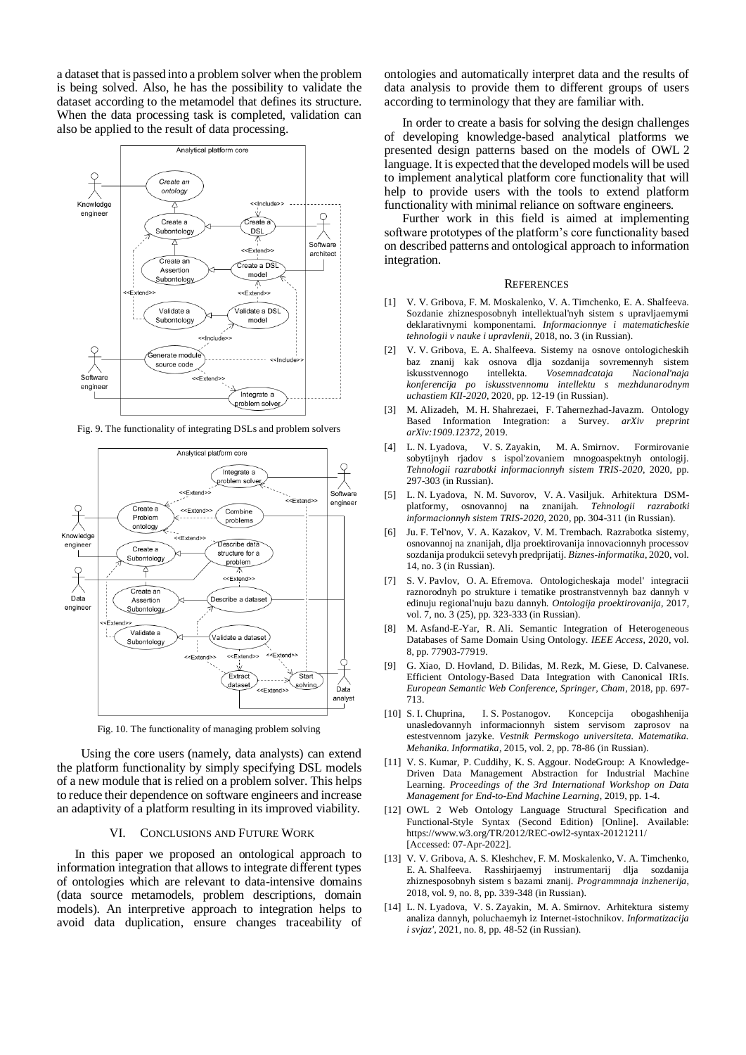a dataset that is passed into a problem solver when the problem is being solved. Also, he has the possibility to validate the dataset according to the metamodel that defines its structure. When the data processing task is completed, validation can also be applied to the result of data processing.

Analytical platform core

Knowledge engineer

Create an ontology

<<Include>>

Create a Subontology

Create a DSL

Software architect

<<Extend>>

Create an Assertion Subontology

Create a DSL model

<<Extend>>

<<Extend>>

Validate a Subontology

Validate a DSL model

<<Include>>

Software engineer

Generate module source code

<<Include>>

<<Extend>>

Integrate a problem solver

Fig. 9. The functionality of integrating DSLs and problem solvers

Analytical platform core

Integrate a problem solver

Software engineer

<<Extend>>

<<Extend>>

Create a Problem ontology

<<Extend>>

Combine problems

Knowledge engineer

<<Extend>>

Create a Subontology

Describe data structure for a problem

<<Extend>>

Data engineer

Create an Assertion Subontology

Describe a dataset

<<Extend>>

Validate a Subontology

Validate a dataset

<<Extend>>

<<Extend>>

<<Extend>>

Extract dataset

Start solving

<<Extend>>

Data analyst

Fig. 10. The functionality of managing problem solving

Using the core users (namely, data analysts) can extend the platform functionality by simply specifying DSL models of a new module that is relied on a problem solver. This helps to reduce their dependence on software engineers and increase an adaptivity of a platform resulting in its improved viability.

## VI. Conclusions and Future Work

In this paper we proposed an ontological approach to information integration that allows to integrate different types of ontologies which are relevant to data-intensive domains (data source metamodels, problem descriptions, domain models). An interpretive approach to integration helps to avoid data duplication, ensure changes traceability of ontologies and automatically interpret data and the results of data analysis to provide them to different groups of users according to terminology that they are familiar with.

In order to create a basis for solving the design challenges of developing knowledge-based analytical platforms we presented design patterns based on the models of OWL 2 language. It is expected that the developed models will be used to implement analytical platform core functionality that will help to provide users with the tools to extend platform functionality with minimal reliance on software engineers.

Further work in this field is aimed at implementing software prototypes of the platform's core functionality based on described patterns and ontological approach to information integration.

## References

[1] V. V. Gribova, F. M. Moskalenko, V. A. Timchenko, E. A. Shalfeeva. Sozdanie zhiznesposobnyh intellektual'nyh sistem s upravljaemymi deklarativnymi komponentami. *Informacionnye i matematicheskie tehnologii v nauke i upravlenii*, 2018, no. 3 (in Russian).

[2] V. V. Gribova, E. A. Shalfeeva. Sistemy na osnove ontologicheskih baz znanij kak osnova dlja sozdanija sovremennyh sistem iskusstvennogo intellekta. *Vosemnadcataja Nacional'naja konferencija po iskusstvennomu intellektu s mezhdunarodnym uchastiem KII-2020*, 2020, pp. 12-19 (in Russian).

[3] M. Alizadeh, M. H. Shahrezaei, F. Tahernezhad-Javazm. Ontology Based Information Integration: a Survey. *arXiv preprint arXiv:1909.12372*, 2019.

[4] L. N. Lyadova, V. S. Zayakin, M. A. Smirnov. Formirovanie sobytijnyh rjadov s ispol'zovaniem mnogoaspektnyh ontologij. *Tehnologii razrabotki informacionnyh sistem TRIS-2020*, 2020, pp. 297-303 (in Russian).

[5] L. N. Lyadova, N. M. Suvorov, V. A. Vasiljuk. Arhitektura DSM-platformy, osnovannoj na znanijah. *Tehnologii razrabotki informacionnyh sistem TRIS-2020*, 2020, pp. 304-311 (in Russian).

[6] Ju. F. Tel'nov, V. A. Kazakov, V. M. Trembach. Razrabotka sistemy, osnovannoj na znanijah, dlja proektirovanija innovacionnyh processov sozdanija produkcii setevyh predprijatij. *Biznes-informatika*, 2020, vol. 14, no. 3 (in Russian).

[7] S. V. Pavlov, O. A. Efremova. Ontologicheskaja model' integracii raznorodnyh po strukture i tematike prostranstvennyh baz dannyh v edinuju regional'nuju bazu dannyh. *Ontologija proektirovanija*, 2017, vol. 7, no. 3 (25), pp. 323-333 (in Russian).

[8] M. Asfand-E-Yar, R. Ali. Semantic Integration of Heterogeneous Databases of Same Domain Using Ontology. *IEEE Access*, 2020, vol. 8, pp. 77903-77919.

[9] G. Xiao, D. Hovland, D. Bilidas, M. Rezk, M. Giese, D. Calvanese. Efficient Ontology-Based Data Integration with Canonical IRIs. *European Semantic Web Conference, Springer, Cham*, 2018, pp. 697-713.

[10] S. I. Chuprina, I. S. Postanogov. Koncepcija obogashhenija unasledovannyh informacionnyh sistem servisom zaprosov na estestvennom jazyke. *Vestnik Permskogo universiteta. Matematika. Mehanika. Informatika*, 2015, vol. 2, pp. 78-86 (in Russian).

[11] V. S. Kumar, P. Cuddihy, K. S. Aggour. NodeGroup: A Knowledge-Driven Data Management Abstraction for Industrial Machine Learning. *Proceedings of the 3rd International Workshop on Data Management for End-to-End Machine Learning*, 2019, pp. 1-4.

[12] OWL 2 Web Ontology Language Structural Specification and Functional-Style Syntax (Second Edition) [Online]. Available: https://www.w3.org/TR/2012/REC-owl2-syntax-20121211/ [Accessed: 07-Apr-2022].

[13] V. V. Gribova, A. S. Kleshchev, F. M. Moskalenko, V. A. Timchenko, E. A. Shalfeeva. Rasshirjaemyj instrumentarij dlja sozdanija zhiznesposobnyh sistem s bazami znanij. *Programmnaja inzhenerija*, 2018, vol. 9, no. 8, pp. 339-348 (in Russian).

[14] L. N. Lyadova, V. S. Zayakin, M. A. Smirnov. Arhitektura sistemy analiza dannyh, poluchaemyh iz Internet-istochnikov. *Informatizacija i svjaz'*, 2021, no. 8, pp. 48-52 (in Russian).